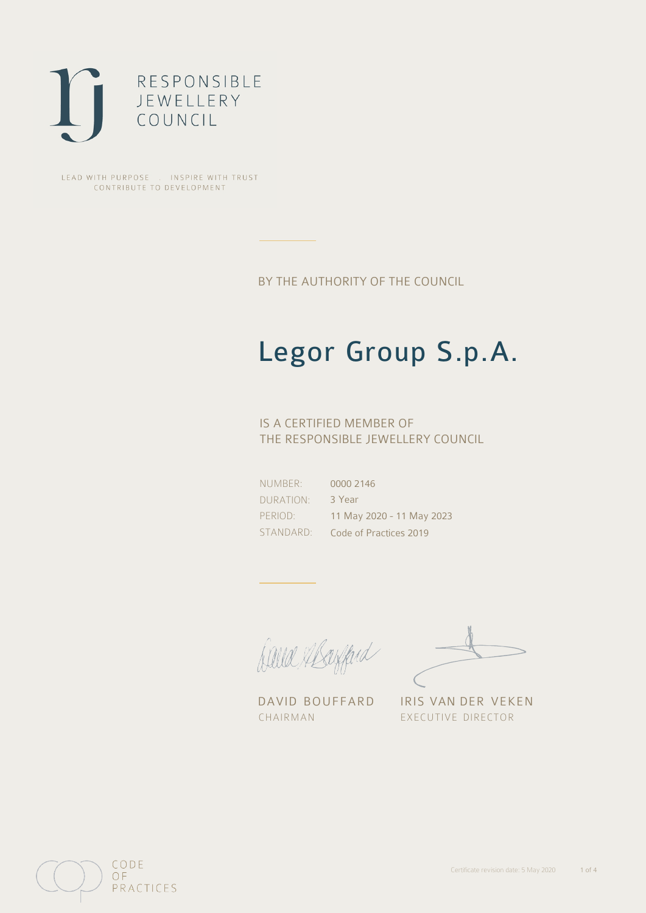RESPONSIBLE
JEWELLERY
COUNCIL

LEAD WITH PURPOSE . INSPIRE WITH TRUST
CONTRIBUTE TO DEVELOPMENT

BY THE AUTHORITY OF THE COUNCIL

# Legor Group S.p.A.

IS A CERTIFIED MEMBER OF
THE RESPONSIBLE JEWELLERY COUNCIL

| | |
|---|---|
| NUMBER: | 0000 2146 |
| DURATION: | 3 Year |
| PERIOD: | 11 May 2020 - 11 May 2023 |
| STANDARD: | Code of Practices 2019 |

DAVID BOUFFARD
CHAIRMAN

IRIS VAN DER VEKEN
EXECUTIVE DIRECTOR

CODE
OF
PRACTICES

Certificate revision date: 5 May 2020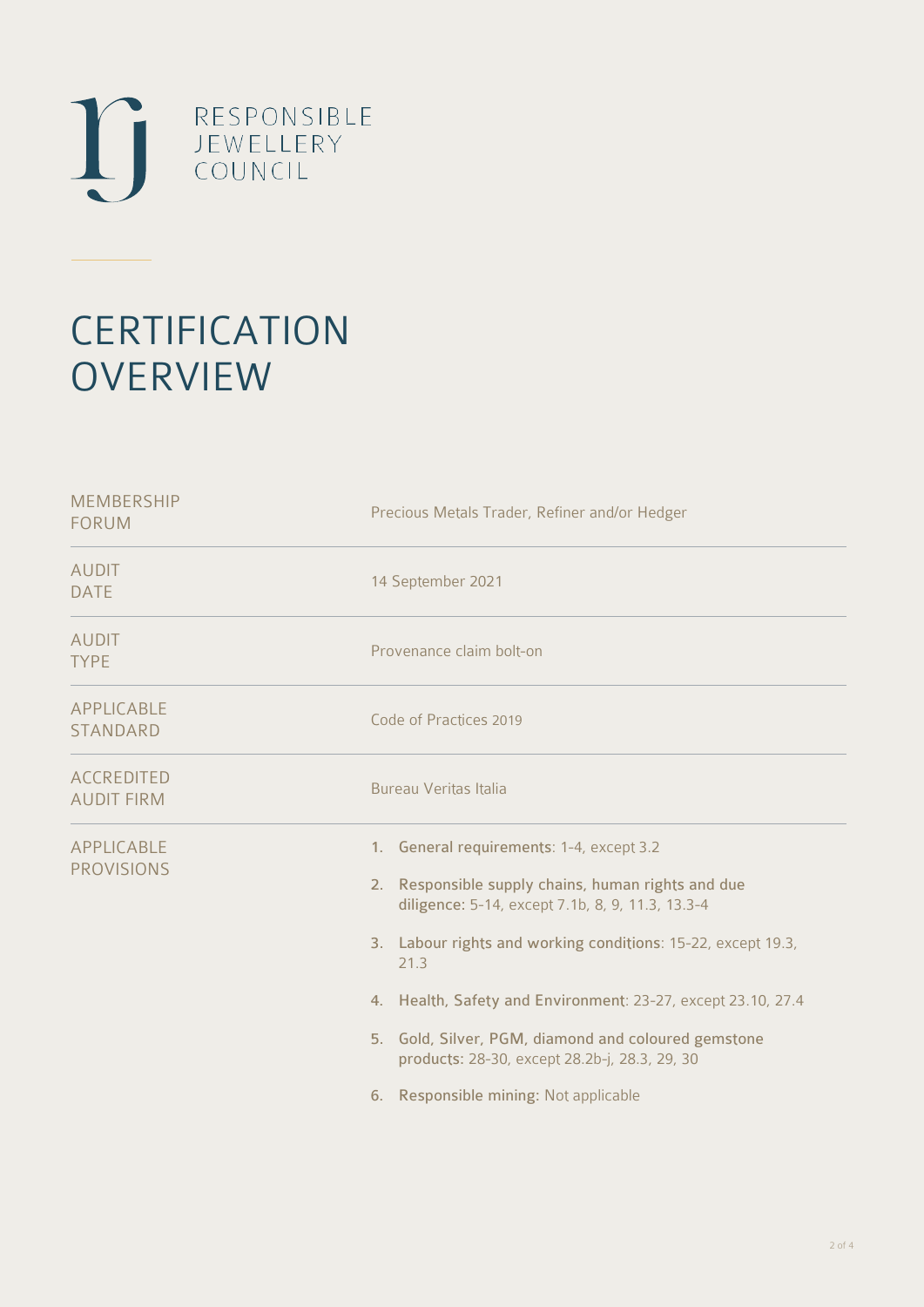RESPONSIBLE JEWELLERY COUNCIL

# CERTIFICATION OVERVIEW

| | |
|---|---|
| MEMBERSHIP FORUM | Precious Metals Trader, Refiner and/or Hedger |
| AUDIT DATE | 14 September 2021 |
| AUDIT TYPE | Provenance claim bolt-on |
| APPLICABLE STANDARD | Code of Practices 2019 |
| ACCREDITED AUDIT FIRM | Bureau Veritas Italia |
| APPLICABLE PROVISIONS | 1. **General requirements**: 1-4, except 3.2<br>2. **Responsible supply chains, human rights and due diligence**: 5-14, except 7.1b, 8, 9, 11.3, 13.3-4<br>3. **Labour rights and working conditions**: 15-22, except 19.3, 21.3<br>4. **Health, Safety and Environment**: 23-27, except 23.10, 27.4<br>5. **Gold, Silver, PGM, diamond and coloured gemstone products**: 28-30, except 28.2b-j, 28.3, 29, 30<br>6. **Responsible mining:** Not applicable |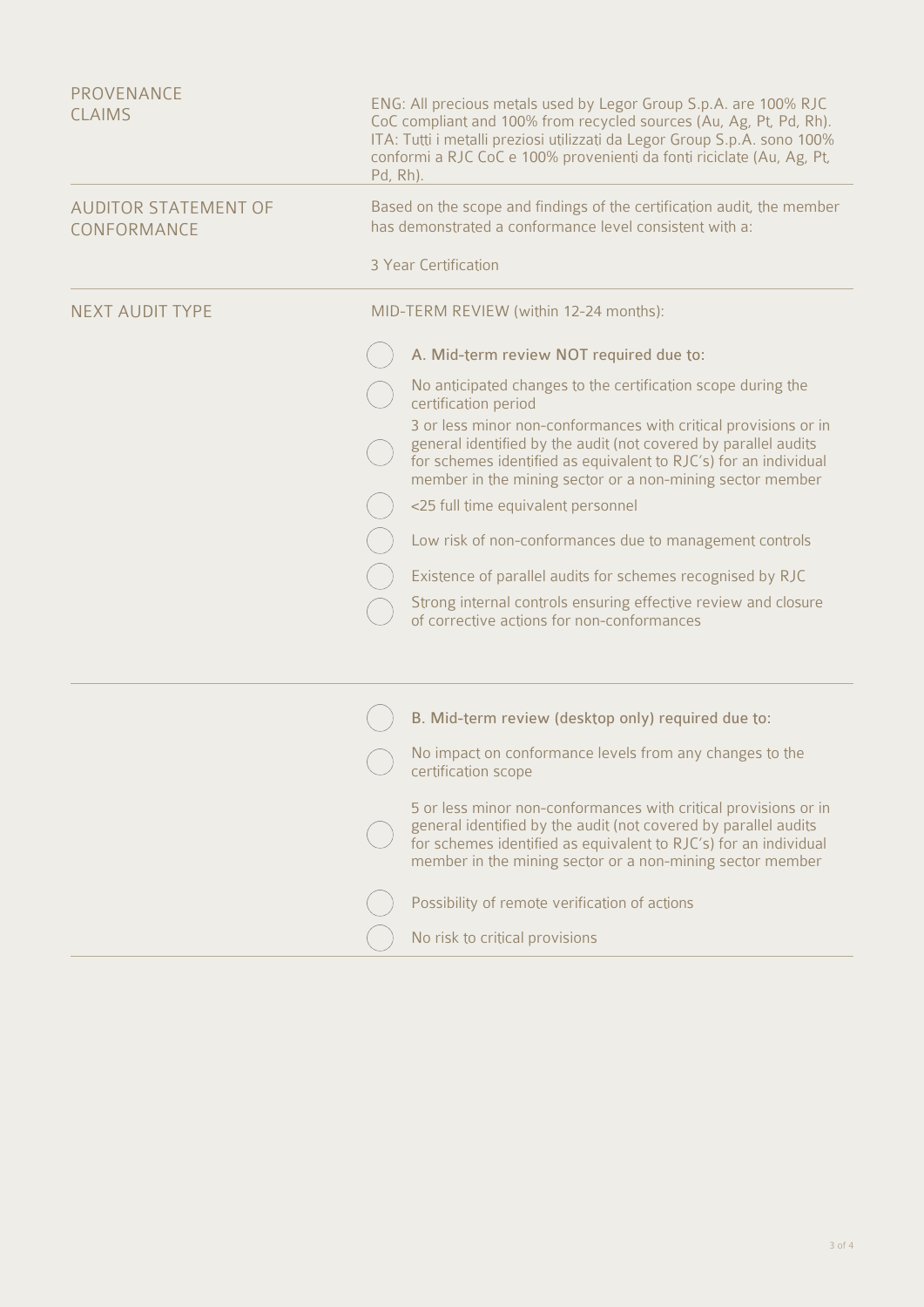| | |
|---|---|
| PROVENANCE CLAIMS | ENG: All precious metals used by Legor Group S.p.A. are 100% RJC CoC compliant and 100% from recycled sources (Au, Ag, Pt, Pd, Rh). ITA: Tutti i metalli preziosi utilizzati da Legor Group S.p.A. sono 100% conformi a RJC CoC e 100% provenienti da fonti riciclate (Au, Ag, Pt, Pd, Rh). |
| AUDITOR STATEMENT OF CONFORMANCE | Based on the scope and findings of the certification audit, the member has demonstrated a conformance level consistent with a:<br><br>3 Year Certification |
| NEXT AUDIT TYPE | MID-TERM REVIEW (within 12-24 months): |

**NEXT AUDIT TYPE**

MID-TERM REVIEW (within 12-24 months):

- ◯ A. Mid-term review NOT required due to:
- ◯ No anticipated changes to the certification scope during the certification period
- ◯ 3 or less minor non-conformances with critical provisions or in general identified by the audit (not covered by parallel audits for schemes identified as equivalent to RJC's) for an individual member in the mining sector or a non-mining sector member
- ◯ <25 full time equivalent personnel
- ◯ Low risk of non-conformances due to management controls
- ◯ Existence of parallel audits for schemes recognised by RJC
- ◯ Strong internal controls ensuring effective review and closure of corrective actions for non-conformances

---

- ◯ B. Mid-term review (desktop only) required due to:
- ◯ No impact on conformance levels from any changes to the certification scope
- ◯ 5 or less minor non-conformances with critical provisions or in general identified by the audit (not covered by parallel audits for schemes identified as equivalent to RJC's) for an individual member in the mining sector or a non-mining sector member
- ◯ Possibility of remote verification of actions
- ◯ No risk to critical provisions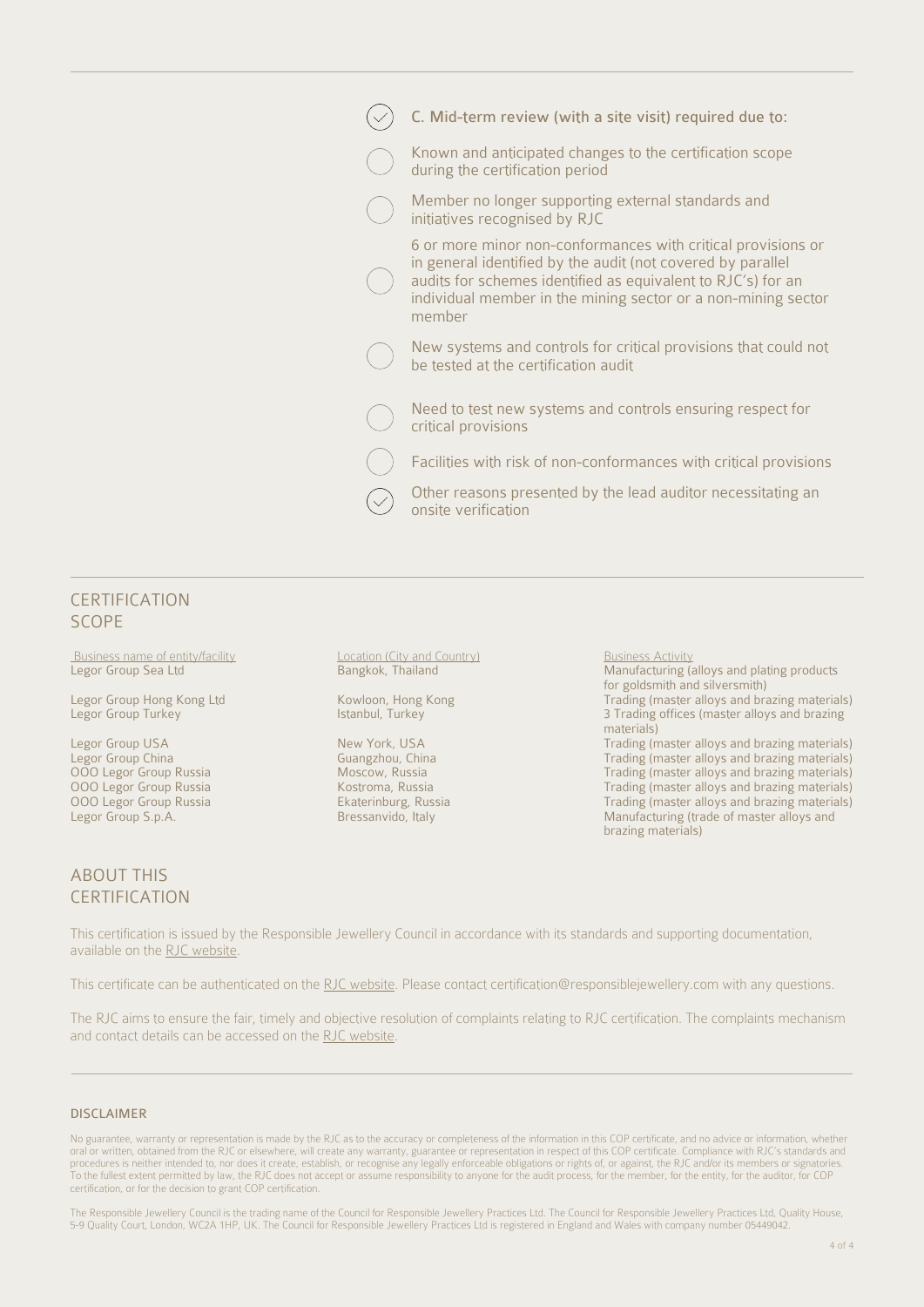- [x] C. Mid-term review (with a site visit) required due to:
- [ ] Known and anticipated changes to the certification scope during the certification period
- [ ] Member no longer supporting external standards and initiatives recognised by RJC
- [ ] 6 or more minor non-conformances with critical provisions or in general identified by the audit (not covered by parallel audits for schemes identified as equivalent to RJC's) for an individual member in the mining sector or a non-mining sector member
- [ ] New systems and controls for critical provisions that could not be tested at the certification audit
- [ ] Need to test new systems and controls ensuring respect for critical provisions
- [ ] Facilities with risk of non-conformances with critical provisions
- [x] Other reasons presented by the lead auditor necessitating an onsite verification

## CERTIFICATION SCOPE

| Business name of entity/facility | Location (City and Country) | Business Activity |
|---|---|---|
| Legor Group Sea Ltd | Bangkok, Thailand | Manufacturing (alloys and plating products for goldsmith and silversmith) |
| Legor Group Hong Kong Ltd | Kowloon, Hong Kong | Trading (master alloys and brazing materials) |
| Legor Group Turkey | Istanbul, Turkey | 3 Trading offices (master alloys and brazing materials) |
| Legor Group USA | New York, USA | Trading (master alloys and brazing materials) |
| Legor Group China | Guangzhou, China | Trading (master alloys and brazing materials) |
| OOO Legor Group Russia | Moscow, Russia | Trading (master alloys and brazing materials) |
| OOO Legor Group Russia | Kostroma, Russia | Trading (master alloys and brazing materials) |
| OOO Legor Group Russia | Ekaterinburg, Russia | Trading (master alloys and brazing materials) |
| Legor Group S.p.A. | Bressanvido, Italy | Manufacturing (trade of master alloys and brazing materials) |

## ABOUT THIS CERTIFICATION

This certification is issued by the Responsible Jewellery Council in accordance with its standards and supporting documentation, available on the RJC website.

This certificate can be authenticated on the RJC website. Please contact certification@responsiblejewellery.com with any questions.

The RJC aims to ensure the fair, timely and objective resolution of complaints relating to RJC certification. The complaints mechanism and contact details can be accessed on the RJC website.

### DISCLAIMER

No guarantee, warranty or representation is made by the RJC as to the accuracy or completeness of the information in this COP certificate, and no advice or information, whether oral or written, obtained from the RJC or elsewhere, will create any warranty, guarantee or representation in respect of this COP certificate. Compliance with RJC's standards and procedures is neither intended to, nor does it create, establish, or recognise any legally enforceable obligations or rights of, or against, the RJC and/or its members or signatories. To the fullest extent permitted by law, the RJC does not accept or assume responsibility to anyone for the audit process, for the member, for the entity, for the auditor, for COP certification, or for the decision to grant COP certification.

The Responsible Jewellery Council is the trading name of the Council for Responsible Jewellery Practices Ltd. The Council for Responsible Jewellery Practices Ltd, Quality House, 5-9 Quality Court, London, WC2A 1HP, UK. The Council for Responsible Jewellery Practices Ltd is registered in England and Wales with company number 05449042.